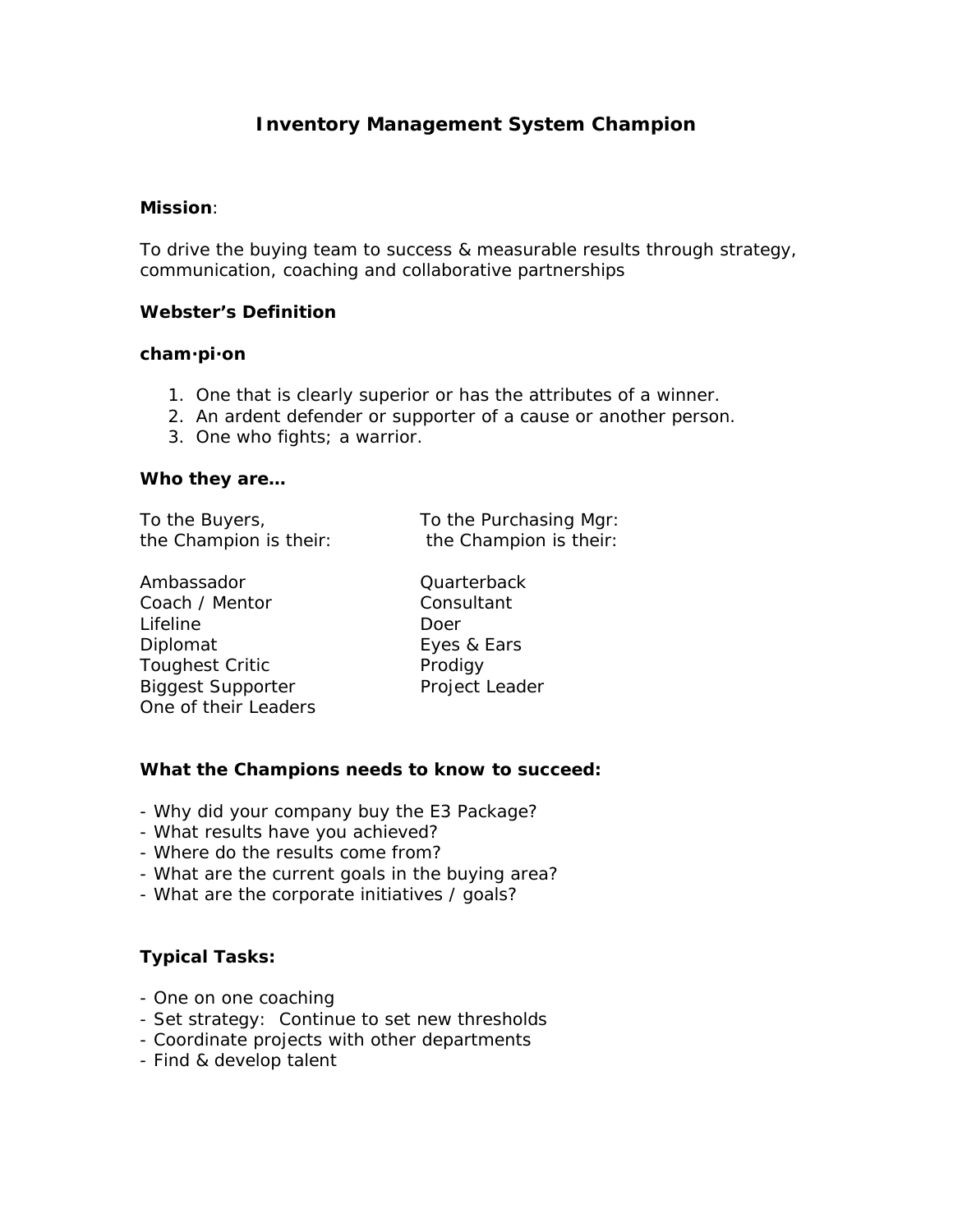# Inventory Management System Champion

**Mission**:

To drive the buying team to success & measurable results through strategy, communication, coaching and collaborative partnerships

**Webster's Definition**

**cham·pi·on**

1. One that is clearly superior or has the attributes of a winner.
2. An ardent defender or supporter of a cause or another person.
3. One who fights; a warrior.

**Who they are…**

| To the Buyers, the Champion is their: | To the Purchasing Mgr: the Champion is their: |
|---|---|
| Ambassador | Quarterback |
| Coach / Mentor | Consultant |
| Lifeline | Doer |
| Diplomat | Eyes & Ears |
| Toughest Critic | Prodigy |
| Biggest Supporter | Project Leader |
| One of their Leaders | |

**What the Champions needs to know to succeed:**

- Why did your company buy the E3 Package?
- What results have you achieved?
- Where do the results come from?
- What are the current goals in the buying area?
- What are the corporate initiatives / goals?

**Typical Tasks:**

- One on one coaching
- Set strategy: Continue to set new thresholds
- Coordinate projects with other departments
- Find & develop talent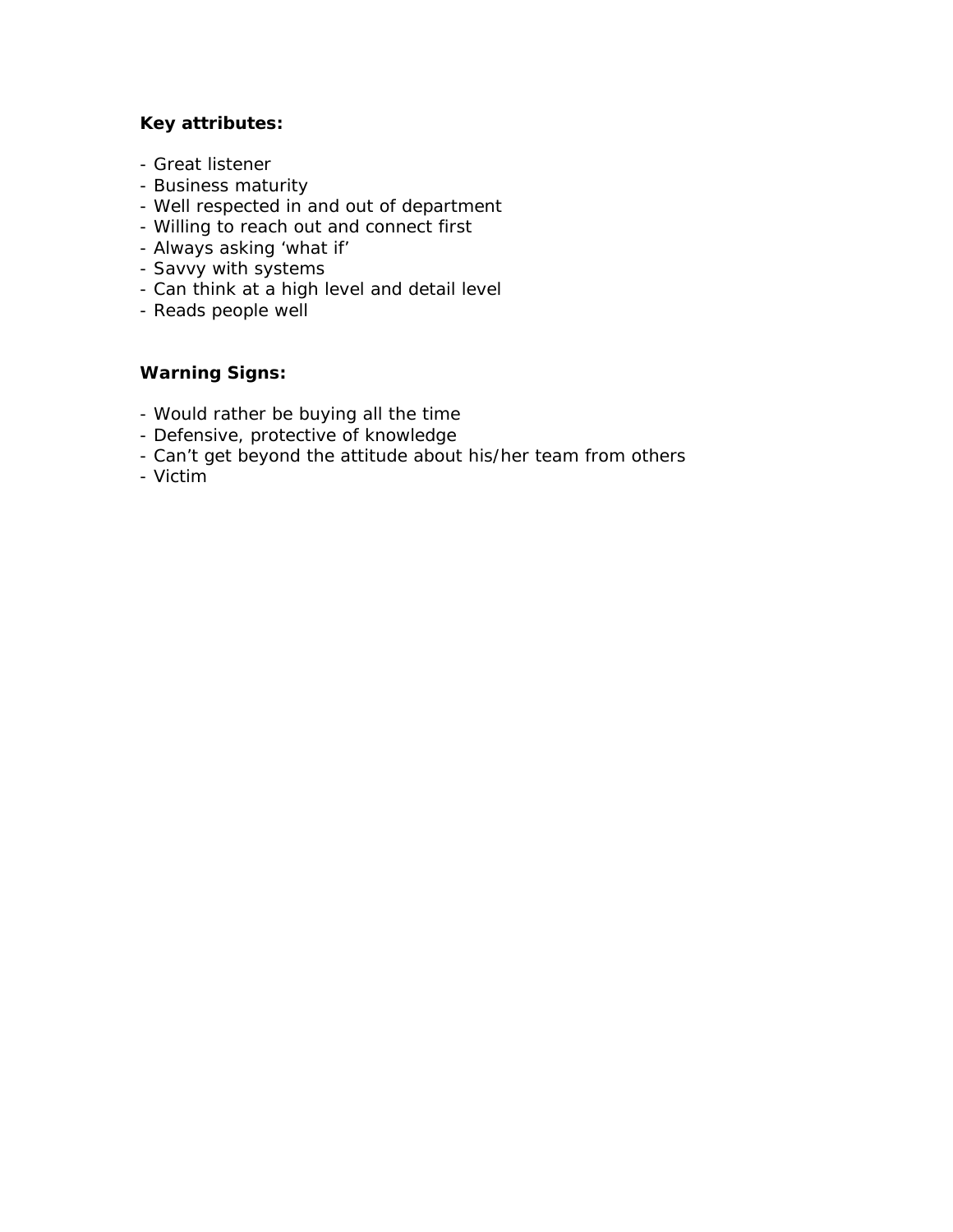**Key attributes:**

- Great listener
- Business maturity
- Well respected in and out of department
- Willing to reach out and connect first
- Always asking 'what if'
- Savvy with systems
- Can think at a high level and detail level
- Reads people well

**Warning Signs:**

- Would rather be buying all the time
- Defensive, protective of knowledge
- Can't get beyond the attitude about his/her team from others
- Victim